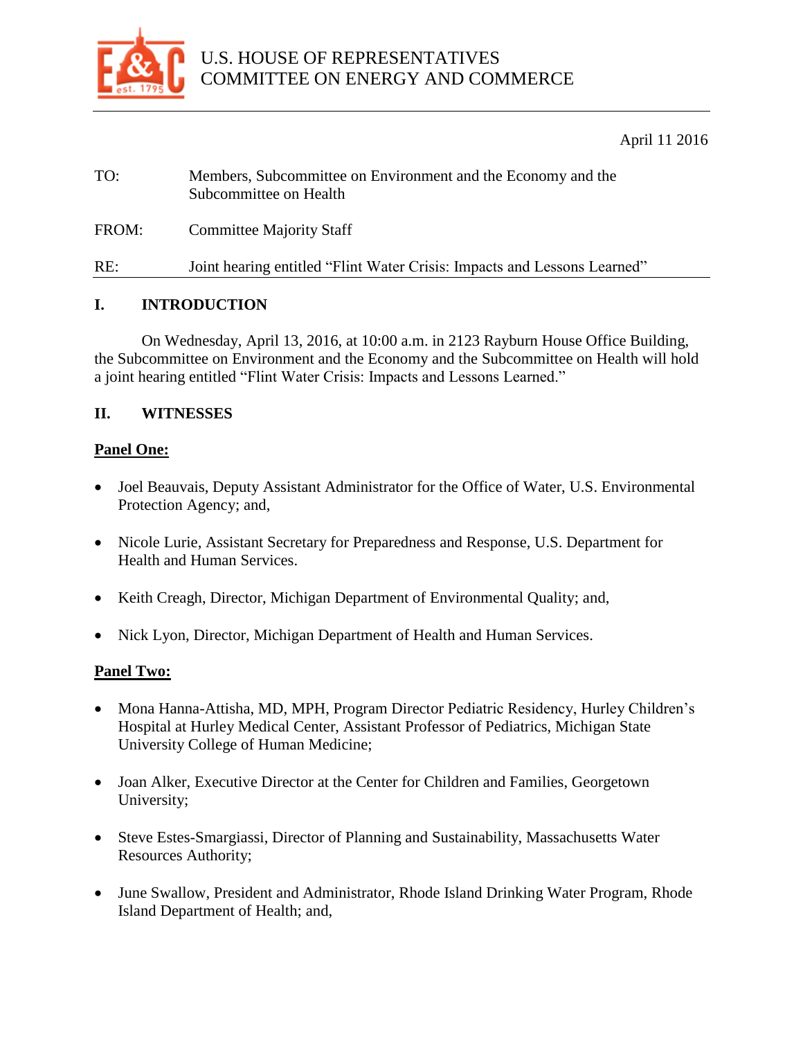U.S. HOUSE OF REPRESENTATIVES
COMMITTEE ON ENERGY AND COMMERCE

April 11 2016

TO: Members, Subcommittee on Environment and the Economy and the Subcommittee on Health

FROM: Committee Majority Staff

RE: Joint hearing entitled "Flint Water Crisis: Impacts and Lessons Learned"

## I. INTRODUCTION

On Wednesday, April 13, 2016, at 10:00 a.m. in 2123 Rayburn House Office Building, the Subcommittee on Environment and the Economy and the Subcommittee on Health will hold a joint hearing entitled "Flint Water Crisis: Impacts and Lessons Learned."

## II. WITNESSES

**Panel One:**

- Joel Beauvais, Deputy Assistant Administrator for the Office of Water, U.S. Environmental Protection Agency; and,
- Nicole Lurie, Assistant Secretary for Preparedness and Response, U.S. Department for Health and Human Services.
- Keith Creagh, Director, Michigan Department of Environmental Quality; and,
- Nick Lyon, Director, Michigan Department of Health and Human Services.

**Panel Two:**

- Mona Hanna-Attisha, MD, MPH, Program Director Pediatric Residency, Hurley Children's Hospital at Hurley Medical Center, Assistant Professor of Pediatrics, Michigan State University College of Human Medicine;
- Joan Alker, Executive Director at the Center for Children and Families, Georgetown University;
- Steve Estes-Smargiassi, Director of Planning and Sustainability, Massachusetts Water Resources Authority;
- June Swallow, President and Administrator, Rhode Island Drinking Water Program, Rhode Island Department of Health; and,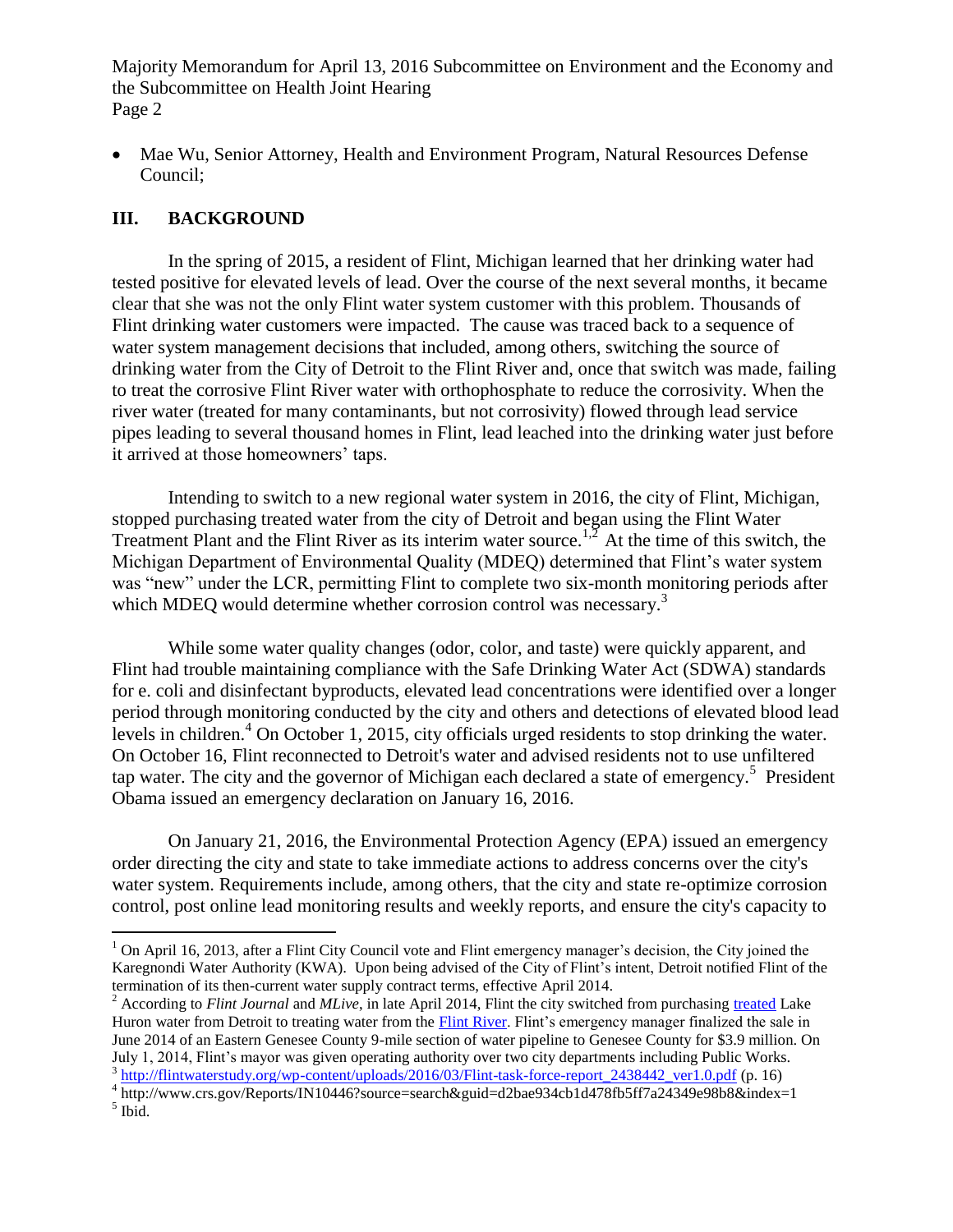- Mae Wu, Senior Attorney, Health and Environment Program, Natural Resources Defense Council;

## III. BACKGROUND

In the spring of 2015, a resident of Flint, Michigan learned that her drinking water had tested positive for elevated levels of lead. Over the course of the next several months, it became clear that she was not the only Flint water system customer with this problem. Thousands of Flint drinking water customers were impacted. The cause was traced back to a sequence of water system management decisions that included, among others, switching the source of drinking water from the City of Detroit to the Flint River and, once that switch was made, failing to treat the corrosive Flint River water with orthophosphate to reduce the corrosivity. When the river water (treated for many contaminants, but not corrosivity) flowed through lead service pipes leading to several thousand homes in Flint, lead leached into the drinking water just before it arrived at those homeowners' taps.

Intending to switch to a new regional water system in 2016, the city of Flint, Michigan, stopped purchasing treated water from the city of Detroit and began using the Flint Water Treatment Plant and the Flint River as its interim water source.[1,2] At the time of this switch, the Michigan Department of Environmental Quality (MDEQ) determined that Flint's water system was "new" under the LCR, permitting Flint to complete two six-month monitoring periods after which MDEQ would determine whether corrosion control was necessary.[3]

While some water quality changes (odor, color, and taste) were quickly apparent, and Flint had trouble maintaining compliance with the Safe Drinking Water Act (SDWA) standards for e. coli and disinfectant byproducts, elevated lead concentrations were identified over a longer period through monitoring conducted by the city and others and detections of elevated blood lead levels in children.[4] On October 1, 2015, city officials urged residents to stop drinking the water. On October 16, Flint reconnected to Detroit's water and advised residents not to use unfiltered tap water. The city and the governor of Michigan each declared a state of emergency.[5] President Obama issued an emergency declaration on January 16, 2016.

On January 21, 2016, the Environmental Protection Agency (EPA) issued an emergency order directing the city and state to take immediate actions to address concerns over the city's water system. Requirements include, among others, that the city and state re-optimize corrosion control, post online lead monitoring results and weekly reports, and ensure the city's capacity to

---

[1] On April 16, 2013, after a Flint City Council vote and Flint emergency manager's decision, the City joined the Karegnondi Water Authority (KWA). Upon being advised of the City of Flint's intent, Detroit notified Flint of the termination of its then-current water supply contract terms, effective April 2014.

[2] According to *Flint Journal* and *MLive*, in late April 2014, Flint the city switched from purchasing treated Lake Huron water from Detroit to treating water from the Flint River. Flint's emergency manager finalized the sale in June 2014 of an Eastern Genesee County 9-mile section of water pipeline to Genesee County for $3.9 million. On July 1, 2014, Flint's mayor was given operating authority over two city departments including Public Works.

[3] http://flintwaterstudy.org/wp-content/uploads/2016/03/Flint-task-force-report_2438442_ver1.0.pdf (p. 16)

[4] http://www.crs.gov/Reports/IN10446?source=search&guid=d2bae934cb1d478fb5ff7a24349e98b8&index=1

[5] Ibid.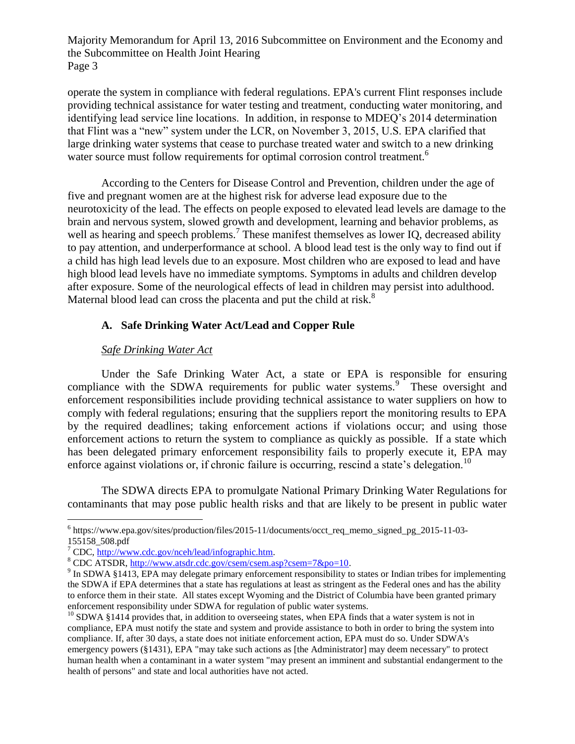operate the system in compliance with federal regulations. EPA's current Flint responses include providing technical assistance for water testing and treatment, conducting water monitoring, and identifying lead service line locations. In addition, in response to MDEQ's 2014 determination that Flint was a "new" system under the LCR, on November 3, 2015, U.S. EPA clarified that large drinking water systems that cease to purchase treated water and switch to a new drinking water source must follow requirements for optimal corrosion control treatment.[6]

According to the Centers for Disease Control and Prevention, children under the age of five and pregnant women are at the highest risk for adverse lead exposure due to the neurotoxicity of the lead. The effects on people exposed to elevated lead levels are damage to the brain and nervous system, slowed growth and development, learning and behavior problems, as well as hearing and speech problems.[7] These manifest themselves as lower IQ, decreased ability to pay attention, and underperformance at school. A blood lead test is the only way to find out if a child has high lead levels due to an exposure. Most children who are exposed to lead and have high blood lead levels have no immediate symptoms. Symptoms in adults and children develop after exposure. Some of the neurological effects of lead in children may persist into adulthood. Maternal blood lead can cross the placenta and put the child at risk.[8]

### A. Safe Drinking Water Act/Lead and Copper Rule

*Safe Drinking Water Act*

Under the Safe Drinking Water Act, a state or EPA is responsible for ensuring compliance with the SDWA requirements for public water systems.[9] These oversight and enforcement responsibilities include providing technical assistance to water suppliers on how to comply with federal regulations; ensuring that the suppliers report the monitoring results to EPA by the required deadlines; taking enforcement actions if violations occur; and using those enforcement actions to return the system to compliance as quickly as possible. If a state which has been delegated primary enforcement responsibility fails to properly execute it, EPA may enforce against violations or, if chronic failure is occurring, rescind a state's delegation.[10]

The SDWA directs EPA to promulgate National Primary Drinking Water Regulations for contaminants that may pose public health risks and that are likely to be present in public water

---

[6] https://www.epa.gov/sites/production/files/2015-11/documents/occt_req_memo_signed_pg_2015-11-03-155158_508.pdf

[7] CDC, http://www.cdc.gov/nceh/lead/infographic.htm.

[8] CDC ATSDR, http://www.atsdr.cdc.gov/csem/csem.asp?csem=7&po=10.

[9] In SDWA §1413, EPA may delegate primary enforcement responsibility to states or Indian tribes for implementing the SDWA if EPA determines that a state has regulations at least as stringent as the Federal ones and has the ability to enforce them in their state. All states except Wyoming and the District of Columbia have been granted primary enforcement responsibility under SDWA for regulation of public water systems.

[10] SDWA §1414 provides that, in addition to overseeing states, when EPA finds that a water system is not in compliance, EPA must notify the state and system and provide assistance to both in order to bring the system into compliance. If, after 30 days, a state does not initiate enforcement action, EPA must do so. Under SDWA's emergency powers (§1431), EPA "may take such actions as [the Administrator] may deem necessary" to protect human health when a contaminant in a water system "may present an imminent and substantial endangerment to the health of persons" and state and local authorities have not acted.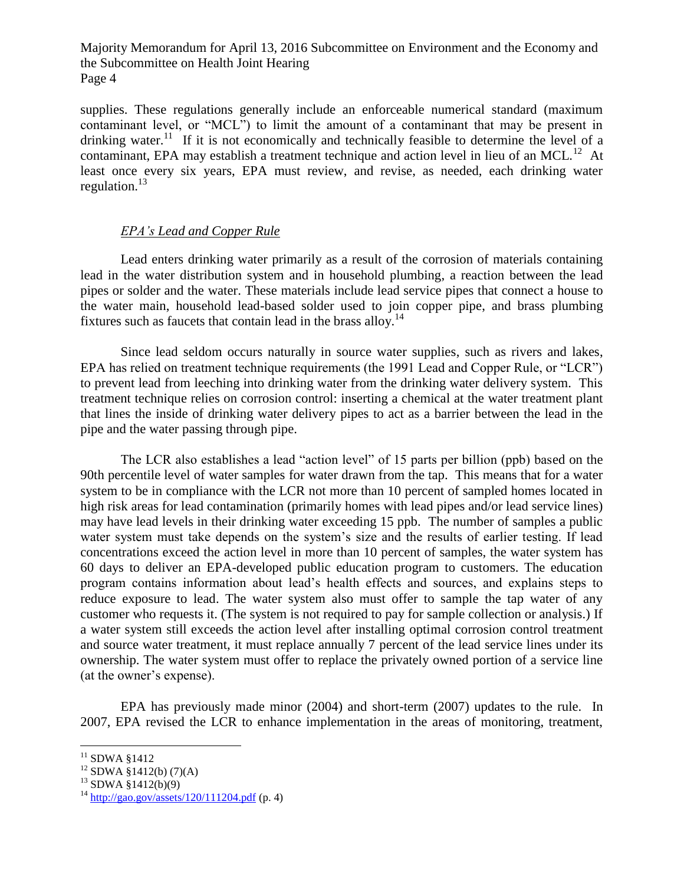supplies. These regulations generally include an enforceable numerical standard (maximum contaminant level, or "MCL") to limit the amount of a contaminant that may be present in drinking water.[11] If it is not economically and technically feasible to determine the level of a contaminant, EPA may establish a treatment technique and action level in lieu of an MCL.[12] At least once every six years, EPA must review, and revise, as needed, each drinking water regulation.[13]

*EPA's Lead and Copper Rule*

Lead enters drinking water primarily as a result of the corrosion of materials containing lead in the water distribution system and in household plumbing, a reaction between the lead pipes or solder and the water. These materials include lead service pipes that connect a house to the water main, household lead-based solder used to join copper pipe, and brass plumbing fixtures such as faucets that contain lead in the brass alloy.[14]

Since lead seldom occurs naturally in source water supplies, such as rivers and lakes, EPA has relied on treatment technique requirements (the 1991 Lead and Copper Rule, or "LCR") to prevent lead from leeching into drinking water from the drinking water delivery system. This treatment technique relies on corrosion control: inserting a chemical at the water treatment plant that lines the inside of drinking water delivery pipes to act as a barrier between the lead in the pipe and the water passing through pipe.

The LCR also establishes a lead "action level" of 15 parts per billion (ppb) based on the 90th percentile level of water samples for water drawn from the tap. This means that for a water system to be in compliance with the LCR not more than 10 percent of sampled homes located in high risk areas for lead contamination (primarily homes with lead pipes and/or lead service lines) may have lead levels in their drinking water exceeding 15 ppb. The number of samples a public water system must take depends on the system's size and the results of earlier testing. If lead concentrations exceed the action level in more than 10 percent of samples, the water system has 60 days to deliver an EPA-developed public education program to customers. The education program contains information about lead's health effects and sources, and explains steps to reduce exposure to lead. The water system also must offer to sample the tap water of any customer who requests it. (The system is not required to pay for sample collection or analysis.) If a water system still exceeds the action level after installing optimal corrosion control treatment and source water treatment, it must replace annually 7 percent of the lead service lines under its ownership. The water system must offer to replace the privately owned portion of a service line (at the owner's expense).

EPA has previously made minor (2004) and short-term (2007) updates to the rule. In 2007, EPA revised the LCR to enhance implementation in the areas of monitoring, treatment,

---

[11] SDWA §1412

[12] SDWA §1412(b) (7)(A)

[13] SDWA §1412(b)(9)

[14] http://gao.gov/assets/120/111204.pdf (p. 4)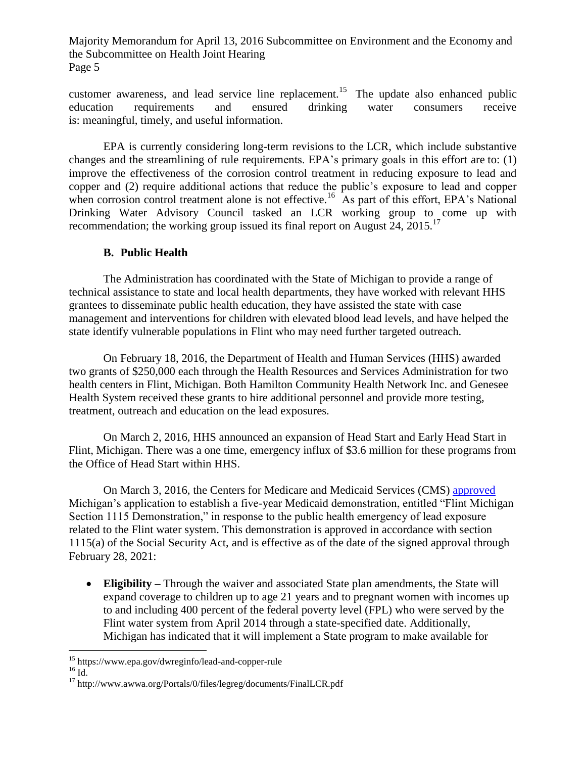customer awareness, and lead service line replacement.[15] The update also enhanced public education requirements and ensured drinking water consumers receive is: meaningful, timely, and useful information.

EPA is currently considering long-term revisions to the LCR, which include substantive changes and the streamlining of rule requirements. EPA's primary goals in this effort are to: (1) improve the effectiveness of the corrosion control treatment in reducing exposure to lead and copper and (2) require additional actions that reduce the public's exposure to lead and copper when corrosion control treatment alone is not effective.[16] As part of this effort, EPA's National Drinking Water Advisory Council tasked an LCR working group to come up with recommendation; the working group issued its final report on August 24, 2015.[17]

### B. Public Health

The Administration has coordinated with the State of Michigan to provide a range of technical assistance to state and local health departments, they have worked with relevant HHS grantees to disseminate public health education, they have assisted the state with case management and interventions for children with elevated blood lead levels, and have helped the state identify vulnerable populations in Flint who may need further targeted outreach.

On February 18, 2016, the Department of Health and Human Services (HHS) awarded two grants of $250,000 each through the Health Resources and Services Administration for two health centers in Flint, Michigan. Both Hamilton Community Health Network Inc. and Genesee Health System received these grants to hire additional personnel and provide more testing, treatment, outreach and education on the lead exposures.

On March 2, 2016, HHS announced an expansion of Head Start and Early Head Start in Flint, Michigan. There was a one time, emergency influx of $3.6 million for these programs from the Office of Head Start within HHS.

On March 3, 2016, the Centers for Medicare and Medicaid Services (CMS) approved Michigan's application to establish a five-year Medicaid demonstration, entitled "Flint Michigan Section 1115 Demonstration," in response to the public health emergency of lead exposure related to the Flint water system. This demonstration is approved in accordance with section 1115(a) of the Social Security Act, and is effective as of the date of the signed approval through February 28, 2021:

- **Eligibility –** Through the waiver and associated State plan amendments, the State will expand coverage to children up to age 21 years and to pregnant women with incomes up to and including 400 percent of the federal poverty level (FPL) who were served by the Flint water system from April 2014 through a state-specified date. Additionally, Michigan has indicated that it will implement a State program to make available for

---

[15] https://www.epa.gov/dwreginfo/lead-and-copper-rule

[16] Id.

[17] http://www.awwa.org/Portals/0/files/legreg/documents/FinalLCR.pdf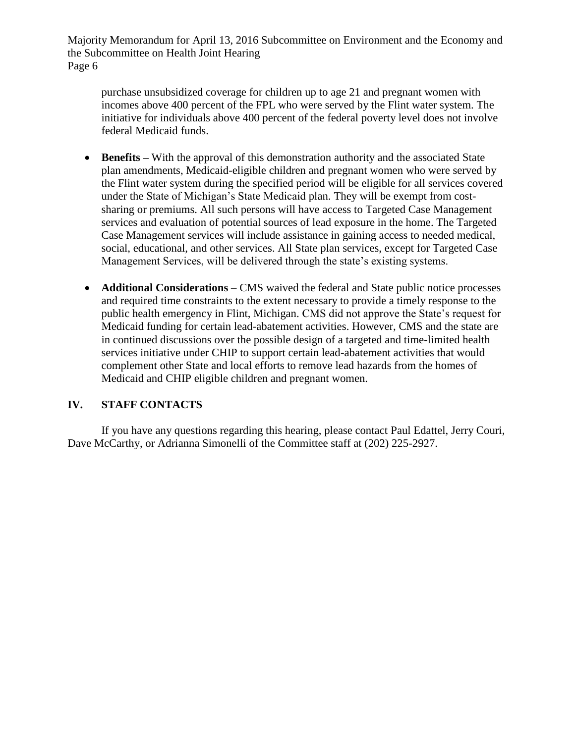purchase unsubsidized coverage for children up to age 21 and pregnant women with incomes above 400 percent of the FPL who were served by the Flint water system. The initiative for individuals above 400 percent of the federal poverty level does not involve federal Medicaid funds.

- **Benefits –** With the approval of this demonstration authority and the associated State plan amendments, Medicaid-eligible children and pregnant women who were served by the Flint water system during the specified period will be eligible for all services covered under the State of Michigan's State Medicaid plan. They will be exempt from cost-sharing or premiums. All such persons will have access to Targeted Case Management services and evaluation of potential sources of lead exposure in the home. The Targeted Case Management services will include assistance in gaining access to needed medical, social, educational, and other services. All State plan services, except for Targeted Case Management Services, will be delivered through the state's existing systems.

- **Additional Considerations** – CMS waived the federal and State public notice processes and required time constraints to the extent necessary to provide a timely response to the public health emergency in Flint, Michigan. CMS did not approve the State's request for Medicaid funding for certain lead-abatement activities. However, CMS and the state are in continued discussions over the possible design of a targeted and time-limited health services initiative under CHIP to support certain lead-abatement activities that would complement other State and local efforts to remove lead hazards from the homes of Medicaid and CHIP eligible children and pregnant women.

## IV. STAFF CONTACTS

If you have any questions regarding this hearing, please contact Paul Edattel, Jerry Couri, Dave McCarthy, or Adrianna Simonelli of the Committee staff at (202) 225-2927.